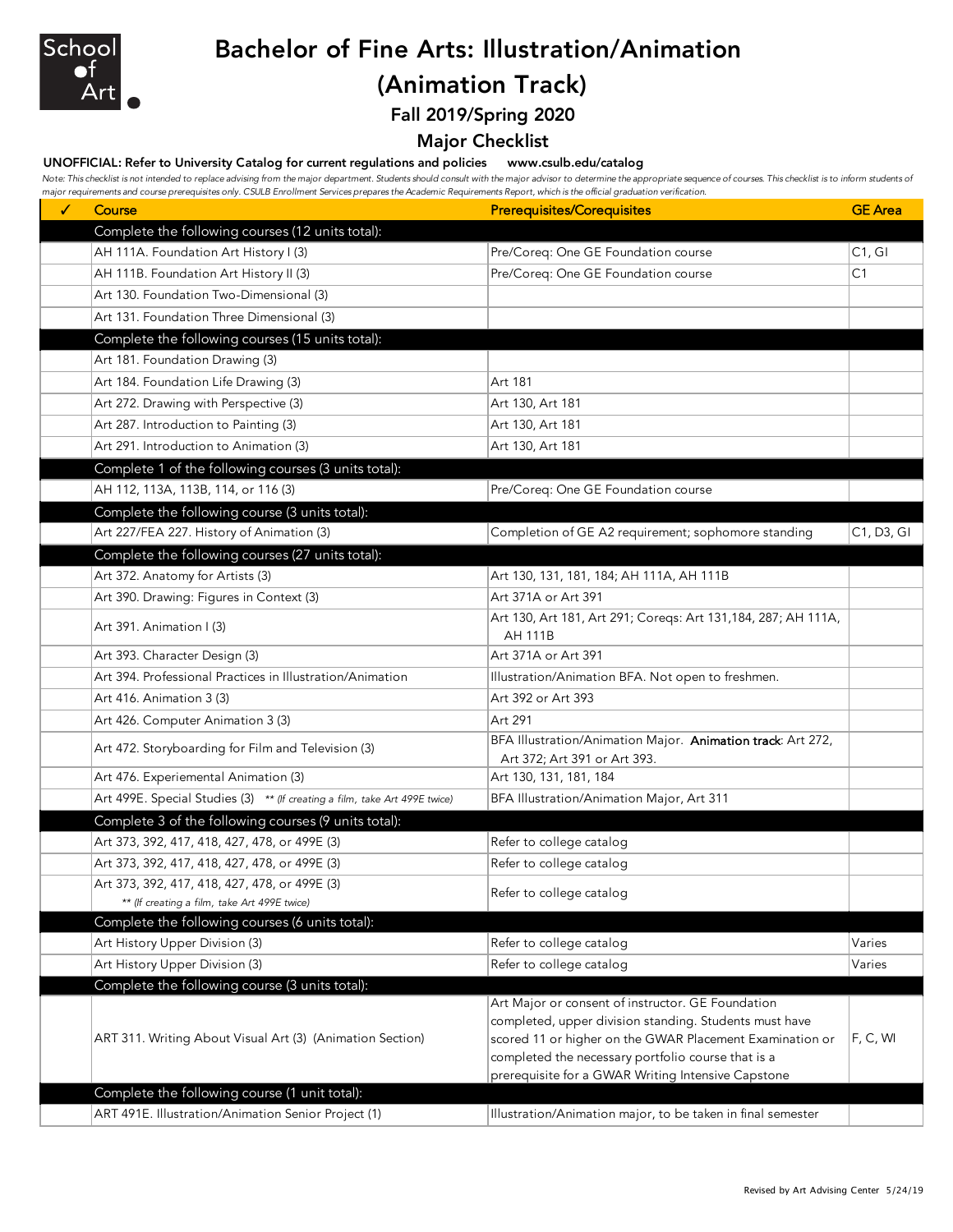School of Art

# Bachelor of Fine Arts: Illustration/Animation (Animation Track)

## Fall 2019/Spring 2020

## Major Checklist

**UNOFFICIAL: Refer to University Catalog for current regulations and policies www.csulb.edu/catalog**

*Note: This checklist is not intended to replace advising from the major department. Students should consult with the major advisor to determine the appropriate sequence of courses. This checklist is to inform students of major requirements and course prerequisites only. CSULB Enrollment Services prepares the Academic Requirements Report, which is the official graduation verification.*

| ✓ | Course | Prerequisites/Corequisites | GE Area |
|---|---|---|---|
| | **Complete the following courses (12 units total):** | | |
| | AH 111A. Foundation Art History I (3) | Pre/Coreq: One GE Foundation course | C1, GI |
| | AH 111B. Foundation Art History II (3) | Pre/Coreq: One GE Foundation course | C1 |
| | Art 130. Foundation Two-Dimensional (3) | | |
| | Art 131. Foundation Three Dimensional (3) | | |
| | **Complete the following courses (15 units total):** | | |
| | Art 181. Foundation Drawing (3) | | |
| | Art 184. Foundation Life Drawing (3) | Art 181 | |
| | Art 272. Drawing with Perspective (3) | Art 130, Art 181 | |
| | Art 287. Introduction to Painting (3) | Art 130, Art 181 | |
| | Art 291. Introduction to Animation (3) | Art 130, Art 181 | |
| | **Complete 1 of the following courses (3 units total):** | | |
| | AH 112, 113A, 113B, 114, or 116 (3) | Pre/Coreq: One GE Foundation course | |
| | **Complete the following course (3 units total):** | | |
| | Art 227/FEA 227. History of Animation (3) | Completion of GE A2 requirement; sophomore standing | C1, D3, GI |
| | **Complete the following courses (27 units total):** | | |
| | Art 372. Anatomy for Artists (3) | Art 130, 131, 181, 184; AH 111A, AH 111B | |
| | Art 390. Drawing: Figures in Context (3) | Art 371A or Art 391 | |
| | Art 391. Animation I (3) | Art 130, Art 181, Art 291; Coreqs: Art 131,184, 287; AH 111A, AH 111B | |
| | Art 393. Character Design (3) | Art 371A or Art 391 | |
| | Art 394. Professional Practices in Illustration/Animation | Illustration/Animation BFA. Not open to freshmen. | |
| | Art 416. Animation 3 (3) | Art 392 or Art 393 | |
| | Art 426. Computer Animation 3 (3) | Art 291 | |
| | Art 472. Storyboarding for Film and Television (3) | BFA Illustration/Animation Major. **Animation track**: Art 272, Art 372; Art 391 or Art 393. | |
| | Art 476. Experiemental Animation (3) | Art 130, 131, 181, 184 | |
| | Art 499E. Special Studies (3) *\*\* (If creating a film, take Art 499E twice)* | BFA Illustration/Animation Major, Art 311 | |
| | **Complete 3 of the following courses (9 units total):** | | |
| | Art 373, 392, 417, 418, 427, 478, or 499E (3) | Refer to college catalog | |
| | Art 373, 392, 417, 418, 427, 478, or 499E (3) | Refer to college catalog | |
| | Art 373, 392, 417, 418, 427, 478, or 499E (3) *\*\* (If creating a film, take Art 499E twice)* | Refer to college catalog | |
| | **Complete the following courses (6 units total):** | | |
| | Art History Upper Division (3) | Refer to college catalog | Varies |
| | Art History Upper Division (3) | Refer to college catalog | Varies |
| | **Complete the following course (3 units total):** | | |
| | ART 311. Writing About Visual Art (3) (Animation Section) | Art Major or consent of instructor. GE Foundation completed, upper division standing. Students must have scored 11 or higher on the GWAR Placement Examination or completed the necessary portfolio course that is a prerequisite for a GWAR Writing Intensive Capstone | F, C, WI |
| | **Complete the following course (1 unit total):** | | |
| | ART 491E. Illustration/Animation Senior Project (1) | Illustration/Animation major, to be taken in final semester | |

Revised by Art Advising Center 5/24/19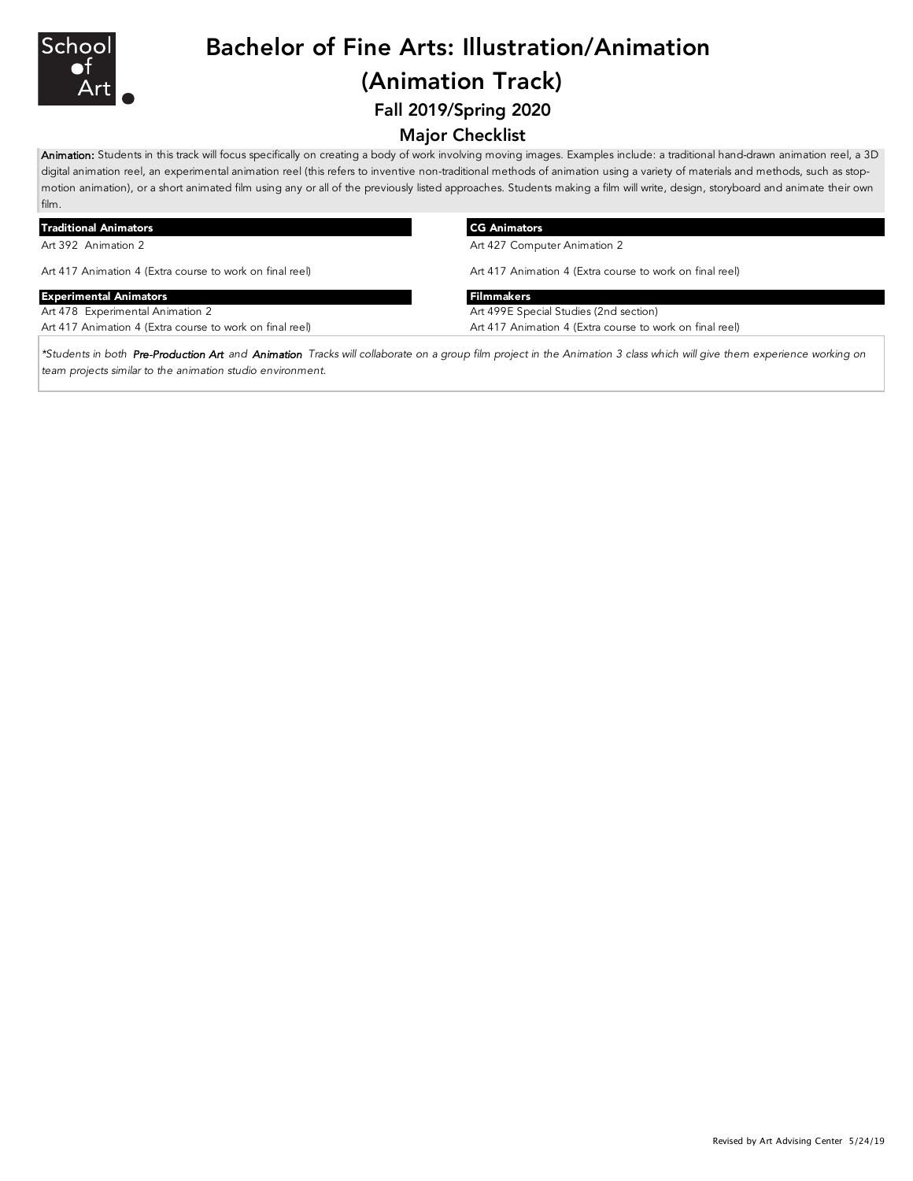# Bachelor of Fine Arts: Illustration/Animation

# (Animation Track)

## Fall 2019/Spring 2020

## Major Checklist

**Animation:** Students in this track will focus specifically on creating a body of work involving moving images. Examples include: a traditional hand-drawn animation reel, a 3D digital animation reel, an experimental animation reel (this refers to inventive non-traditional methods of animation using a variety of materials and methods, such as stop-motion animation), or a short animated film using any or all of the previously listed approaches. Students making a film will write, design, storyboard and animate their own film.

**Traditional Animators**

Art 392 Animation 2

Art 417 Animation 4 (Extra course to work on final reel)

**CG Animators**

Art 427 Computer Animation 2

Art 417 Animation 4 (Extra course to work on final reel)

**Experimental Animators**

Art 478 Experimental Animation 2

Art 417 Animation 4 (Extra course to work on final reel)

**Filmmakers**

Art 499E Special Studies (2nd section)

Art 417 Animation 4 (Extra course to work on final reel)

*\*Students in both **Pre-Production Art** and **Animation** Tracks will collaborate on a group film project in the Animation 3 class which will give them experience working on team projects similar to the animation studio environment.*

Revised by Art Advising Center 5/24/19